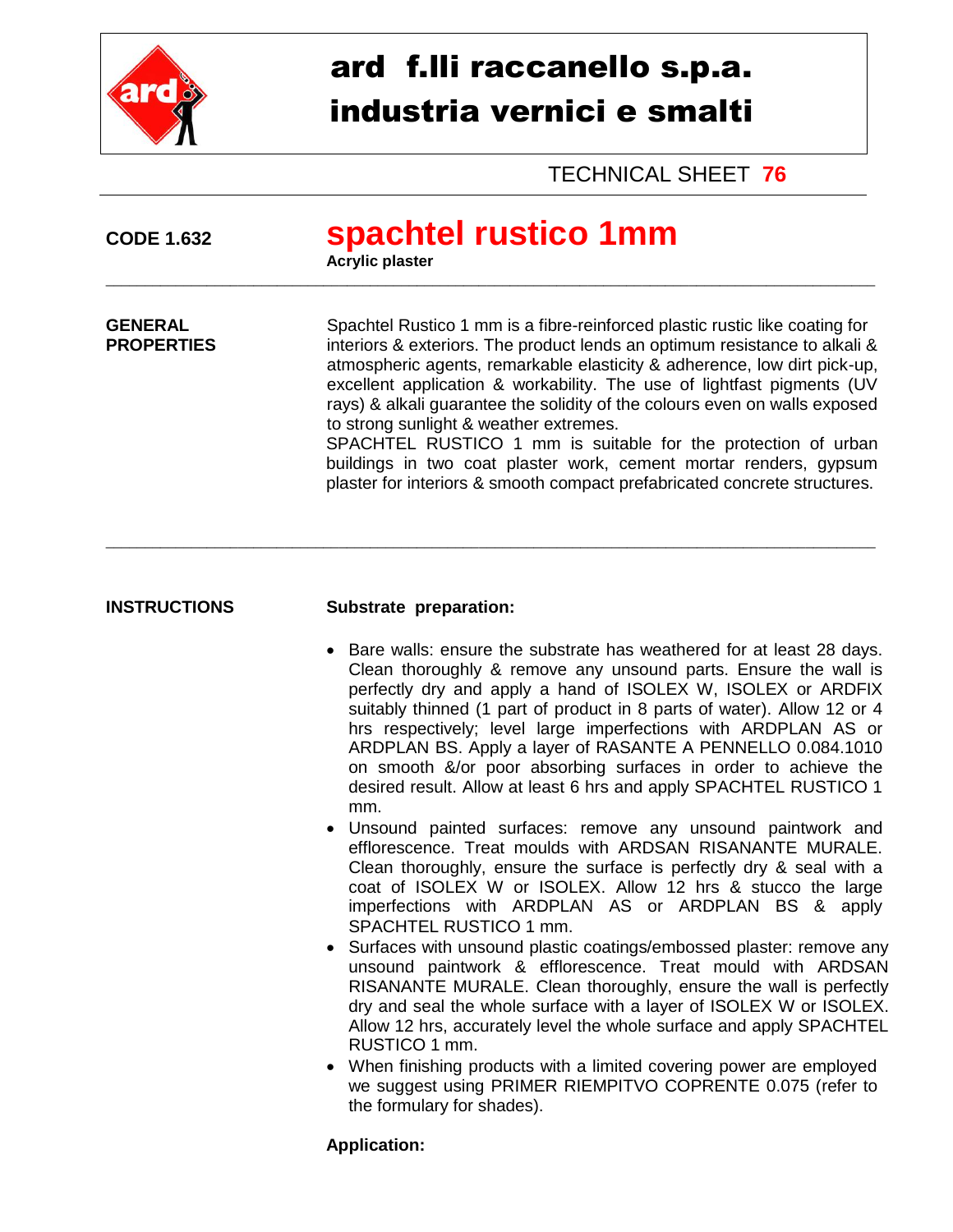# ard f.lli raccanello s.p.a.
# industria vernici e smalti

TECHNICAL SHEET **76**

**CODE 1.632**

## spachtel rustico 1mm

**Acrylic plaster**

---

**GENERAL PROPERTIES**

Spachtel Rustico 1 mm is a fibre-reinforced plastic rustic like coating for interiors & exteriors. The product lends an optimum resistance to alkali & atmospheric agents, remarkable elasticity & adherence, low dirt pick-up, excellent application & workability. The use of lightfast pigments (UV rays) & alkali guarantee the solidity of the colours even on walls exposed to strong sunlight & weather extremes.
SPACHTEL RUSTICO 1 mm is suitable for the protection of urban buildings in two coat plaster work, cement mortar renders, gypsum plaster for interiors & smooth compact prefabricated concrete structures.

---

**INSTRUCTIONS**

**Substrate preparation:**

- Bare walls: ensure the substrate has weathered for at least 28 days. Clean thoroughly & remove any unsound parts. Ensure the wall is perfectly dry and apply a hand of ISOLEX W, ISOLEX or ARDFIX suitably thinned (1 part of product in 8 parts of water). Allow 12 or 4 hrs respectively; level large imperfections with ARDPLAN AS or ARDPLAN BS. Apply a layer of RASANTE A PENNELLO 0.084.1010 on smooth &/or poor absorbing surfaces in order to achieve the desired result. Allow at least 6 hrs and apply SPACHTEL RUSTICO 1 mm.
- Unsound painted surfaces: remove any unsound paintwork and efflorescence. Treat moulds with ARDSAN RISANANTE MURALE. Clean thoroughly, ensure the surface is perfectly dry & seal with a coat of ISOLEX W or ISOLEX. Allow 12 hrs & stucco the large imperfections with ARDPLAN AS or ARDPLAN BS & apply SPACHTEL RUSTICO 1 mm.
- Surfaces with unsound plastic coatings/embossed plaster: remove any unsound paintwork & efflorescence. Treat mould with ARDSAN RISANANTE MURALE. Clean thoroughly, ensure the wall is perfectly dry and seal the whole surface with a layer of ISOLEX W or ISOLEX. Allow 12 hrs, accurately level the whole surface and apply SPACHTEL RUSTICO 1 mm.
- When finishing products with a limited covering power are employed we suggest using PRIMER RIEMPITVO COPRENTE 0.075 (refer to the formulary for shades).

**Application:**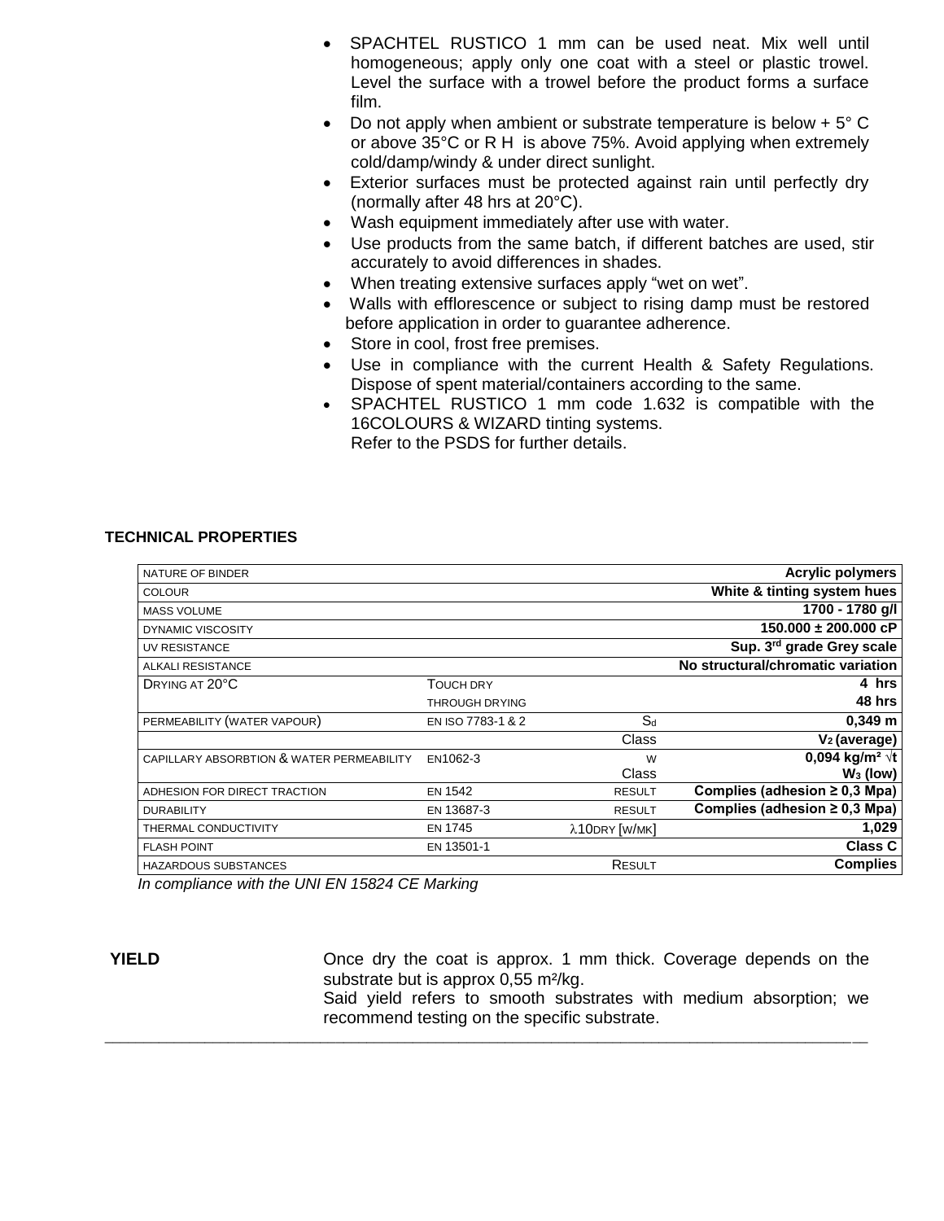- SPACHTEL RUSTICO 1 mm can be used neat. Mix well until homogeneous; apply only one coat with a steel or plastic trowel. Level the surface with a trowel before the product forms a surface film.
- Do not apply when ambient or substrate temperature is below + 5° C or above 35°C or R H is above 75%. Avoid applying when extremely cold/damp/windy & under direct sunlight.
- Exterior surfaces must be protected against rain until perfectly dry (normally after 48 hrs at 20°C).
- Wash equipment immediately after use with water.
- Use products from the same batch, if different batches are used, stir accurately to avoid differences in shades.
- When treating extensive surfaces apply "wet on wet".
- Walls with efflorescence or subject to rising damp must be restored before application in order to guarantee adherence.
- Store in cool, frost free premises.
- Use in compliance with the current Health & Safety Regulations. Dispose of spent material/containers according to the same.
- SPACHTEL RUSTICO 1 mm code 1.632 is compatible with the 16COLOURS & WIZARD tinting systems.
  Refer to the PSDS for further details.

**TECHNICAL PROPERTIES**

| | | | |
|---|---|---|---|
| NATURE OF BINDER | | | **Acrylic polymers** |
| COLOUR | | | **White & tinting system hues** |
| MASS VOLUME | | | **1700 - 1780 g/l** |
| DYNAMIC VISCOSITY | | | **150.000 ± 200.000 cP** |
| UV RESISTANCE | | | **Sup. 3rd grade Grey scale** |
| ALKALI RESISTANCE | | | **No structural/chromatic variation** |
| DRYING AT 20°C | TOUCH DRY | | **4 hrs** |
| | THROUGH DRYING | | **48 hrs** |
| PERMEABILITY (WATER VAPOUR) | EN ISO 7783-1 & 2 | $S_d$ | **0,349 m** |
| | | Class | **$V_2$ (average)** |
| CAPILLARY ABSORBTION & WATER PERMEABILITY | EN1062-3 | W | **0,094 kg/m² √t** |
| | | Class | **$W_3$ (low)** |
| ADHESION FOR DIRECT TRACTION | EN 1542 | RESULT | **Complies (adhesion ≥ 0,3 Mpa)** |
| DURABILITY | EN 13687-3 | RESULT | **Complies (adhesion ≥ 0,3 Mpa)** |
| THERMAL CONDUCTIVITY | EN 1745 | $\lambda$10DRY [W/MK] | **1,029** |
| FLASH POINT | EN 13501-1 | | **Class C** |
| HAZARDOUS SUBSTANCES | | RESULT | **Complies** |

*In compliance with the UNI EN 15824 CE Marking*

**YIELD**

Once dry the coat is approx. 1 mm thick. Coverage depends on the substrate but is approx 0,55 m²/kg.
Said yield refers to smooth substrates with medium absorption; we recommend testing on the specific substrate.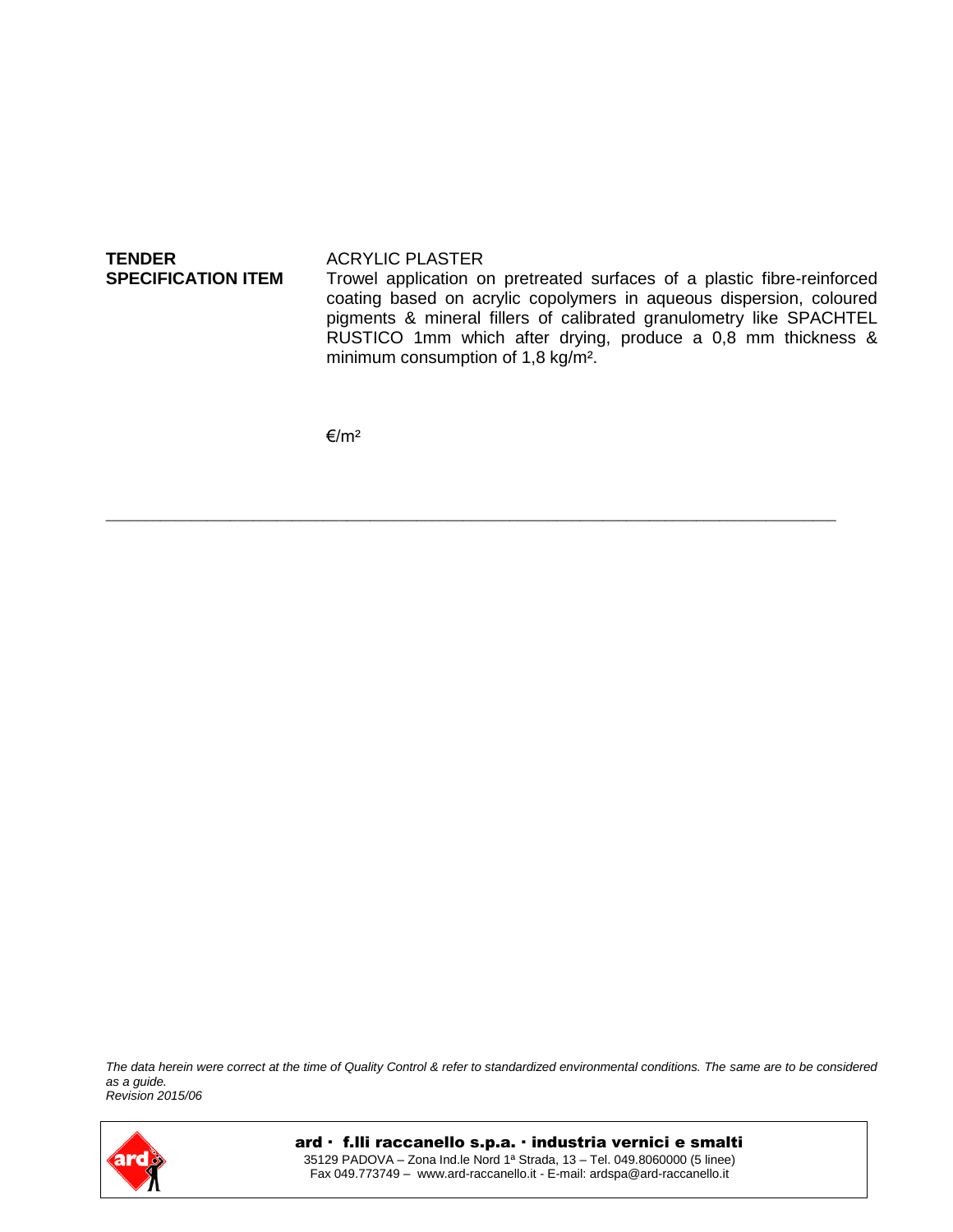**TENDER SPECIFICATION ITEM**

ACRYLIC PLASTER

Trowel application on pretreated surfaces of a plastic fibre-reinforced coating based on acrylic copolymers in aqueous dispersion, coloured pigments & mineral fillers of calibrated granulometry like SPACHTEL RUSTICO 1mm which after drying, produce a 0,8 mm thickness & minimum consumption of 1,8 kg/m².

€/m²

---

*The data herein were correct at the time of Quality Control & refer to standardized environmental conditions. The same are to be considered as a guide.*
*Revision 2015/06*

**ard · f.lli raccanello s.p.a. · industria vernici e smalti**
35129 PADOVA – Zona Ind.le Nord 1ª Strada, 13 – Tel. 049.8060000 (5 linee)
Fax 049.773749 – www.ard-raccanello.it - E-mail: ardspa@ard-raccanello.it